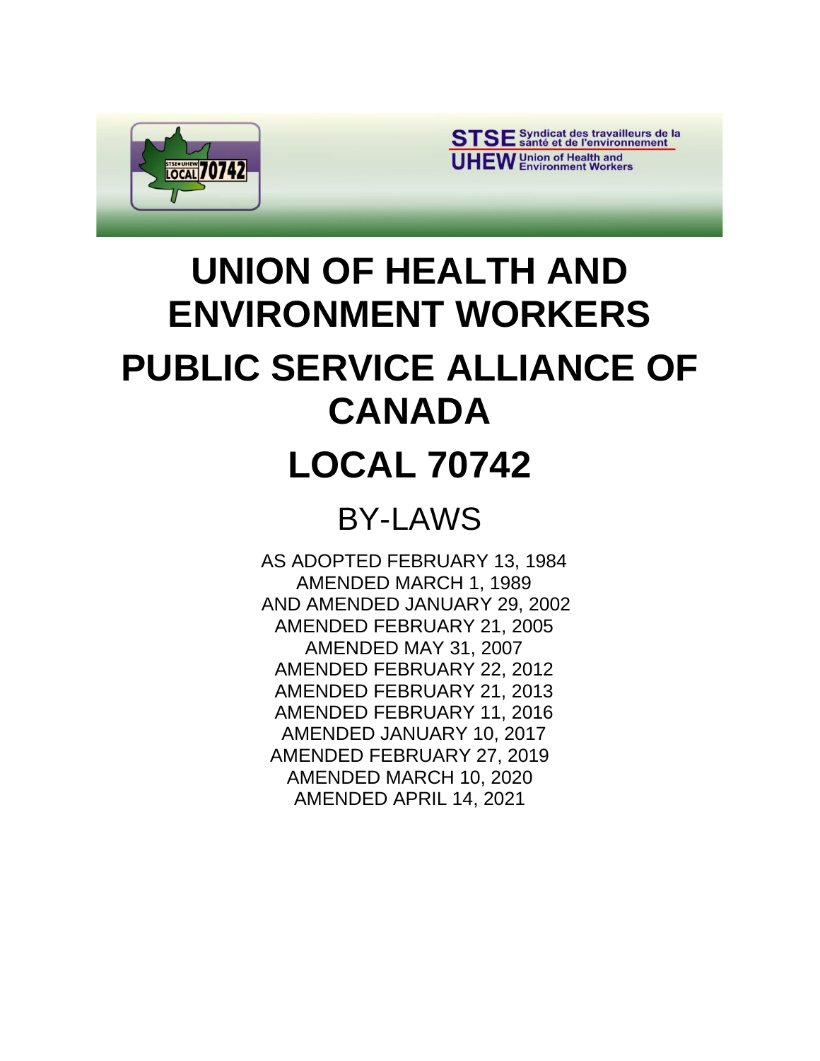STSE Syndicat des travailleurs de la santé et de l'environnement

UHEW Union of Health and Environment Workers

# UNION OF HEALTH AND ENVIRONMENT WORKERS

# PUBLIC SERVICE ALLIANCE OF CANADA

# LOCAL 70742

## BY-LAWS

AS ADOPTED FEBRUARY 13, 1984
AMENDED MARCH 1, 1989
AND AMENDED JANUARY 29, 2002
AMENDED FEBRUARY 21, 2005
AMENDED MAY 31, 2007
AMENDED FEBRUARY 22, 2012
AMENDED FEBRUARY 21, 2013
AMENDED FEBRUARY 11, 2016
AMENDED JANUARY 10, 2017
AMENDED FEBRUARY 27, 2019
AMENDED MARCH 10, 2020
AMENDED APRIL 14, 2021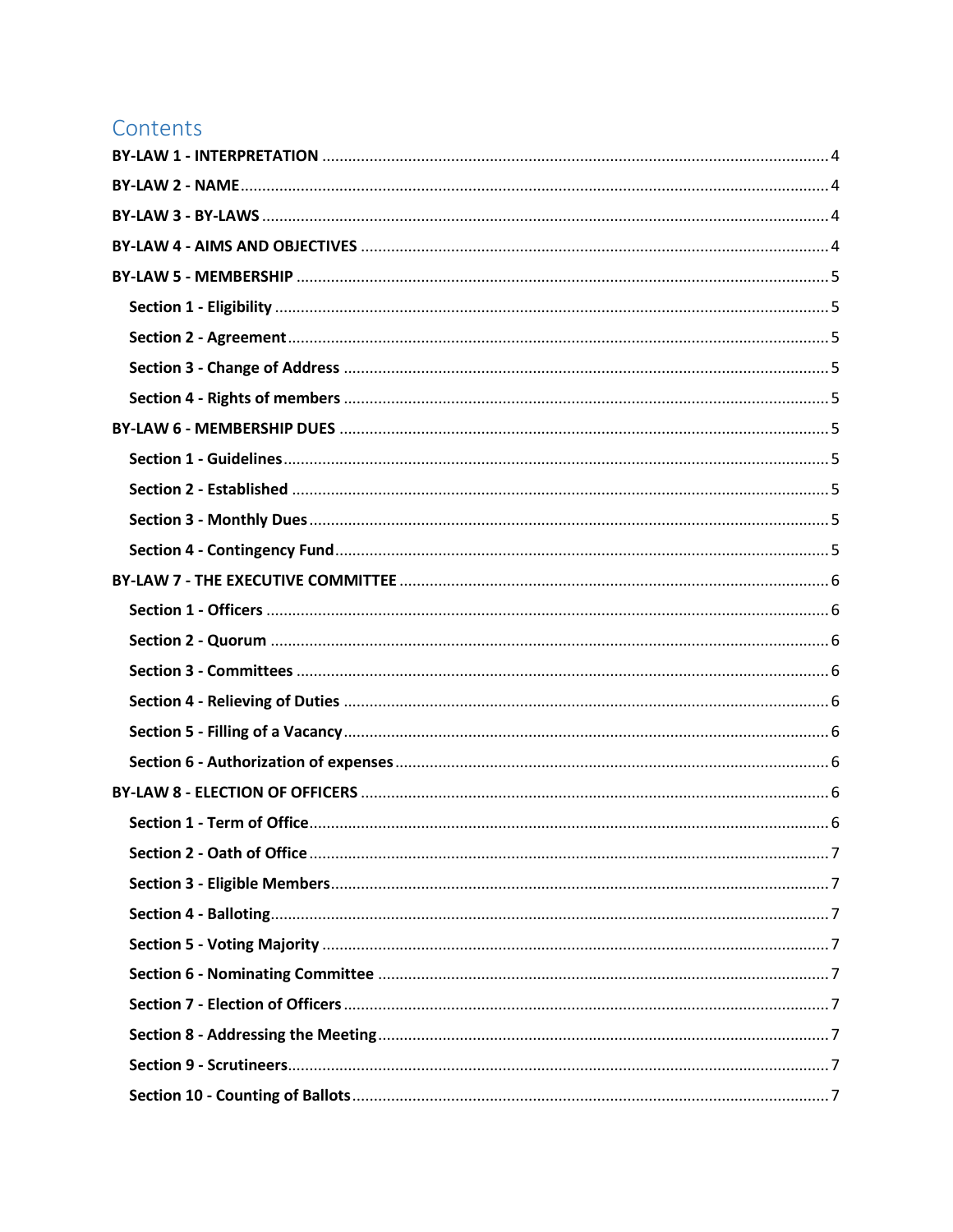# Contents

**BY-LAW 1 - INTERPRETATION** ..... 4

**BY-LAW 2 - NAME** ..... 4

**BY-LAW 3 - BY-LAWS** ..... 4

**BY-LAW 4 - AIMS AND OBJECTIVES** ..... 4

**BY-LAW 5 - MEMBERSHIP** ..... 5

- **Section 1 - Eligibility** ..... 5
- **Section 2 - Agreement** ..... 5
- **Section 3 - Change of Address** ..... 5
- **Section 4 - Rights of members** ..... 5

**BY-LAW 6 - MEMBERSHIP DUES** ..... 5

- **Section 1 - Guidelines** ..... 5
- **Section 2 - Established** ..... 5
- **Section 3 - Monthly Dues** ..... 5
- **Section 4 - Contingency Fund** ..... 5

**BY-LAW 7 - THE EXECUTIVE COMMITTEE** ..... 6

- **Section 1 - Officers** ..... 6
- **Section 2 - Quorum** ..... 6
- **Section 3 - Committees** ..... 6
- **Section 4 - Relieving of Duties** ..... 6
- **Section 5 - Filling of a Vacancy** ..... 6
- **Section 6 - Authorization of expenses** ..... 6

**BY-LAW 8 - ELECTION OF OFFICERS** ..... 6

- **Section 1 - Term of Office** ..... 6
- **Section 2 - Oath of Office** ..... 7
- **Section 3 - Eligible Members** ..... 7
- **Section 4 - Balloting** ..... 7
- **Section 5 - Voting Majority** ..... 7
- **Section 6 - Nominating Committee** ..... 7
- **Section 7 - Election of Officers** ..... 7
- **Section 8 - Addressing the Meeting** ..... 7
- **Section 9 - Scrutineers** ..... 7
- **Section 10 - Counting of Ballots** ..... 7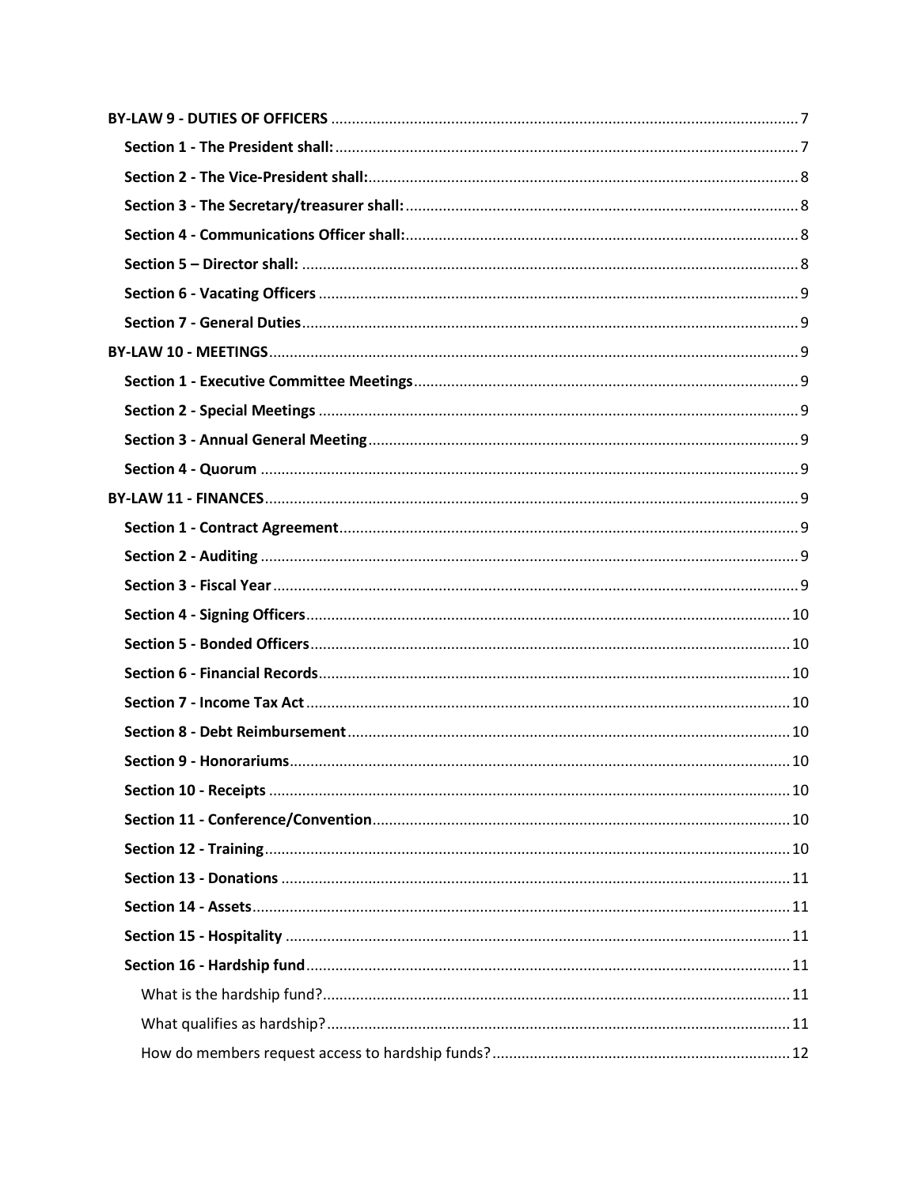**BY-LAW 9 - DUTIES OF OFFICERS** ........ 7

- **Section 1 - The President shall:** ........ 7
- **Section 2 - The Vice-President shall:** ........ 8
- **Section 3 - The Secretary/treasurer shall:** ........ 8
- **Section 4 - Communications Officer shall:** ........ 8
- **Section 5 – Director shall:** ........ 8
- **Section 6 - Vacating Officers** ........ 9
- **Section 7 - General Duties** ........ 9

**BY-LAW 10 - MEETINGS** ........ 9

- **Section 1 - Executive Committee Meetings** ........ 9
- **Section 2 - Special Meetings** ........ 9
- **Section 3 - Annual General Meeting** ........ 9
- **Section 4 - Quorum** ........ 9

**BY-LAW 11 - FINANCES** ........ 9

- **Section 1 - Contract Agreement** ........ 9
- **Section 2 - Auditing** ........ 9
- **Section 3 - Fiscal Year** ........ 9
- **Section 4 - Signing Officers** ........ 10
- **Section 5 - Bonded Officers** ........ 10
- **Section 6 - Financial Records** ........ 10
- **Section 7 - Income Tax Act** ........ 10
- **Section 8 - Debt Reimbursement** ........ 10
- **Section 9 - Honorariums** ........ 10
- **Section 10 - Receipts** ........ 10
- **Section 11 - Conference/Convention** ........ 10
- **Section 12 - Training** ........ 10
- **Section 13 - Donations** ........ 11
- **Section 14 - Assets** ........ 11
- **Section 15 - Hospitality** ........ 11
- **Section 16 - Hardship fund** ........ 11
  - What is the hardship fund? ........ 11
  - What qualifies as hardship? ........ 11
  - How do members request access to hardship funds? ........ 12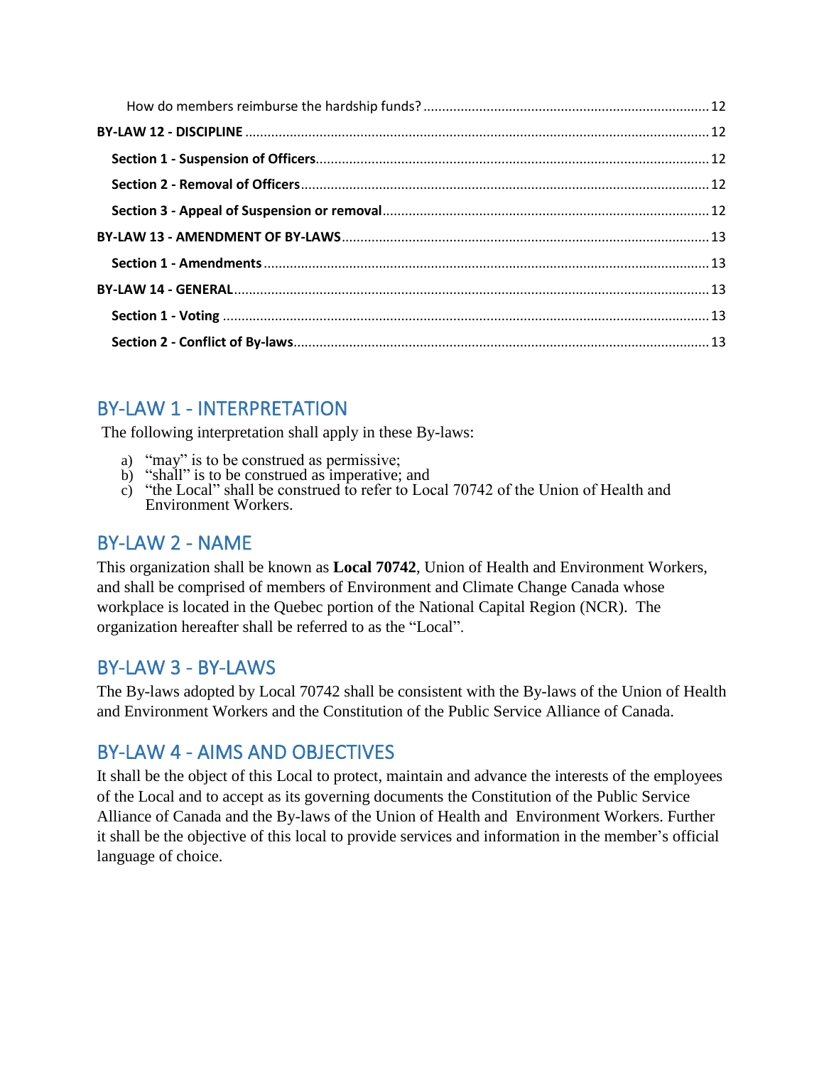How do members reimburse the hardship funds? ........................................................................... 12

**BY-LAW 12 - DISCIPLINE** ........................................................................................................... 12

**Section 1 - Suspension of Officers** ........................................................................................ 12

**Section 2 - Removal of Officers** ............................................................................................ 12

**Section 3 - Appeal of Suspension or removal** ...................................................................... 12

**BY-LAW 13 - AMENDMENT OF BY-LAWS** ................................................................................. 13

**Section 1 - Amendments** ...................................................................................................... 13

**BY-LAW 14 - GENERAL** .............................................................................................................. 13

**Section 1 - Voting** ................................................................................................................. 13

**Section 2 - Conflict of By-laws** .............................................................................................. 13

## BY-LAW 1 - INTERPRETATION

The following interpretation shall apply in these By-laws:

a) "may" is to be construed as permissive;
b) "shall" is to be construed as imperative; and
c) "the Local" shall be construed to refer to Local 70742 of the Union of Health and Environment Workers.

## BY-LAW 2 - NAME

This organization shall be known as **Local 70742**, Union of Health and Environment Workers, and shall be comprised of members of Environment and Climate Change Canada whose workplace is located in the Quebec portion of the National Capital Region (NCR). The organization hereafter shall be referred to as the "Local".

## BY-LAW 3 - BY-LAWS

The By-laws adopted by Local 70742 shall be consistent with the By-laws of the Union of Health and Environment Workers and the Constitution of the Public Service Alliance of Canada.

## BY-LAW 4 - AIMS AND OBJECTIVES

It shall be the object of this Local to protect, maintain and advance the interests of the employees of the Local and to accept as its governing documents the Constitution of the Public Service Alliance of Canada and the By-laws of the Union of Health and Environment Workers. Further it shall be the objective of this local to provide services and information in the member's official language of choice.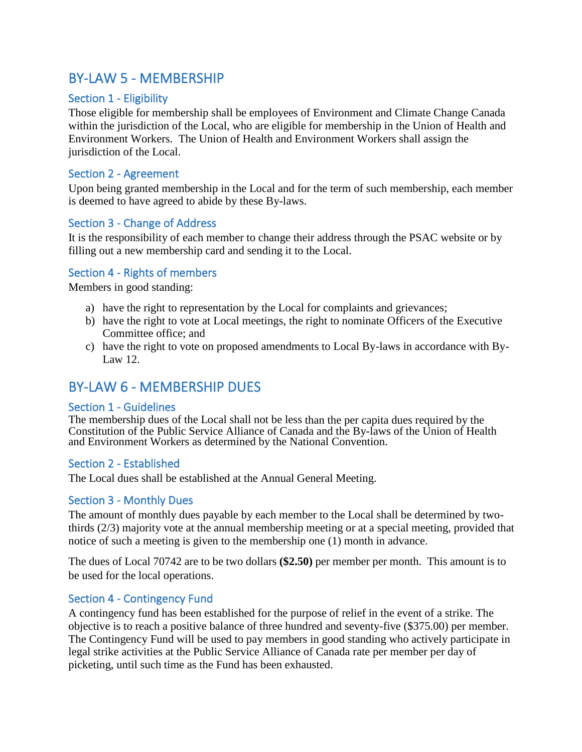## BY-LAW 5 - MEMBERSHIP

### Section 1 - Eligibility

Those eligible for membership shall be employees of Environment and Climate Change Canada within the jurisdiction of the Local, who are eligible for membership in the Union of Health and Environment Workers. The Union of Health and Environment Workers shall assign the jurisdiction of the Local.

### Section 2 - Agreement

Upon being granted membership in the Local and for the term of such membership, each member is deemed to have agreed to abide by these By-laws.

### Section 3 - Change of Address

It is the responsibility of each member to change their address through the PSAC website or by filling out a new membership card and sending it to the Local.

### Section 4 - Rights of members

Members in good standing:

a) have the right to representation by the Local for complaints and grievances;
b) have the right to vote at Local meetings, the right to nominate Officers of the Executive Committee office; and
c) have the right to vote on proposed amendments to Local By-laws in accordance with By-Law 12.

## BY-LAW 6 - MEMBERSHIP DUES

### Section 1 - Guidelines

The membership dues of the Local shall not be less than the per capita dues required by the Constitution of the Public Service Alliance of Canada and the By-laws of the Union of Health and Environment Workers as determined by the National Convention.

### Section 2 - Established

The Local dues shall be established at the Annual General Meeting.

### Section 3 - Monthly Dues

The amount of monthly dues payable by each member to the Local shall be determined by two-thirds (2/3) majority vote at the annual membership meeting or at a special meeting, provided that notice of such a meeting is given to the membership one (1) month in advance.

The dues of Local 70742 are to be two dollars **($2.50)** per member per month. This amount is to be used for the local operations.

### Section 4 - Contingency Fund

A contingency fund has been established for the purpose of relief in the event of a strike. The objective is to reach a positive balance of three hundred and seventy-five ($375.00) per member. The Contingency Fund will be used to pay members in good standing who actively participate in legal strike activities at the Public Service Alliance of Canada rate per member per day of picketing, until such time as the Fund has been exhausted.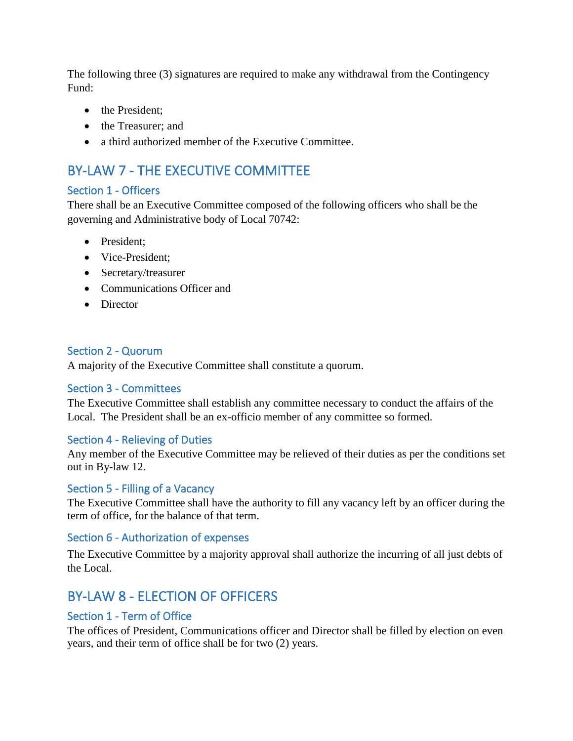The following three (3) signatures are required to make any withdrawal from the Contingency Fund:

- the President;
- the Treasurer; and
- a third authorized member of the Executive Committee.

## BY-LAW 7 - THE EXECUTIVE COMMITTEE

### Section 1 - Officers

There shall be an Executive Committee composed of the following officers who shall be the governing and Administrative body of Local 70742:

- President;
- Vice-President;
- Secretary/treasurer
- Communications Officer and
- Director

### Section 2 - Quorum

A majority of the Executive Committee shall constitute a quorum.

### Section 3 - Committees

The Executive Committee shall establish any committee necessary to conduct the affairs of the Local. The President shall be an ex-officio member of any committee so formed.

### Section 4 - Relieving of Duties

Any member of the Executive Committee may be relieved of their duties as per the conditions set out in By-law 12.

### Section 5 - Filling of a Vacancy

The Executive Committee shall have the authority to fill any vacancy left by an officer during the term of office, for the balance of that term.

### Section 6 - Authorization of expenses

The Executive Committee by a majority approval shall authorize the incurring of all just debts of the Local.

## BY-LAW 8 - ELECTION OF OFFICERS

### Section 1 - Term of Office

The offices of President, Communications officer and Director shall be filled by election on even years, and their term of office shall be for two (2) years.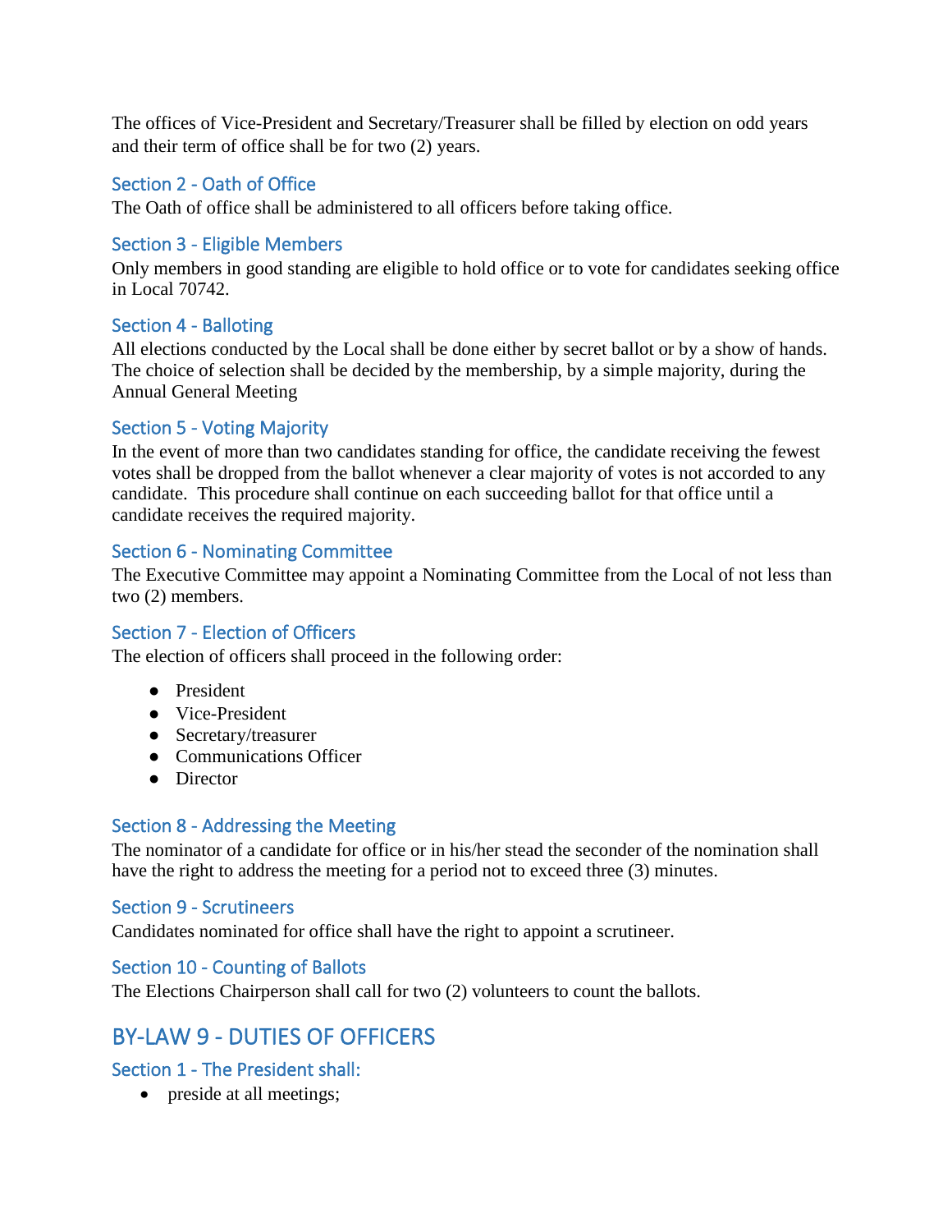The offices of Vice-President and Secretary/Treasurer shall be filled by election on odd years and their term of office shall be for two (2) years.

### Section 2 - Oath of Office

The Oath of office shall be administered to all officers before taking office.

### Section 3 - Eligible Members

Only members in good standing are eligible to hold office or to vote for candidates seeking office in Local 70742.

### Section 4 - Balloting

All elections conducted by the Local shall be done either by secret ballot or by a show of hands. The choice of selection shall be decided by the membership, by a simple majority, during the Annual General Meeting

### Section 5 - Voting Majority

In the event of more than two candidates standing for office, the candidate receiving the fewest votes shall be dropped from the ballot whenever a clear majority of votes is not accorded to any candidate. This procedure shall continue on each succeeding ballot for that office until a candidate receives the required majority.

### Section 6 - Nominating Committee

The Executive Committee may appoint a Nominating Committee from the Local of not less than two (2) members.

### Section 7 - Election of Officers

The election of officers shall proceed in the following order:

- President
- Vice-President
- Secretary/treasurer
- Communications Officer
- Director

### Section 8 - Addressing the Meeting

The nominator of a candidate for office or in his/her stead the seconder of the nomination shall have the right to address the meeting for a period not to exceed three (3) minutes.

### Section 9 - Scrutineers

Candidates nominated for office shall have the right to appoint a scrutineer.

### Section 10 - Counting of Ballots

The Elections Chairperson shall call for two (2) volunteers to count the ballots.

## BY-LAW 9 - DUTIES OF OFFICERS

### Section 1 - The President shall:

- preside at all meetings;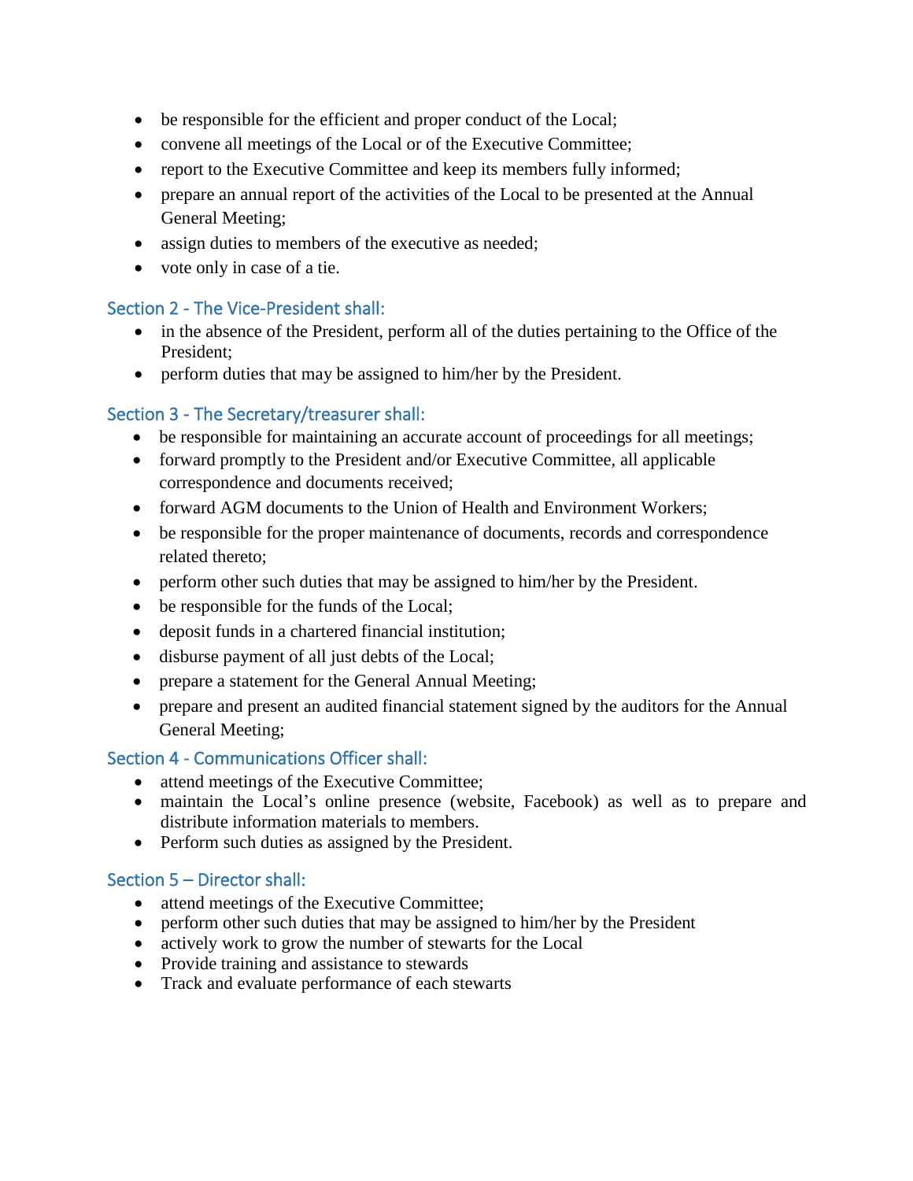- be responsible for the efficient and proper conduct of the Local;
- convene all meetings of the Local or of the Executive Committee;
- report to the Executive Committee and keep its members fully informed;
- prepare an annual report of the activities of the Local to be presented at the Annual General Meeting;
- assign duties to members of the executive as needed;
- vote only in case of a tie.

### Section 2 - The Vice-President shall:

- in the absence of the President, perform all of the duties pertaining to the Office of the President;
- perform duties that may be assigned to him/her by the President.

### Section 3 - The Secretary/treasurer shall:

- be responsible for maintaining an accurate account of proceedings for all meetings;
- forward promptly to the President and/or Executive Committee, all applicable correspondence and documents received;
- forward AGM documents to the Union of Health and Environment Workers;
- be responsible for the proper maintenance of documents, records and correspondence related thereto;
- perform other such duties that may be assigned to him/her by the President.
- be responsible for the funds of the Local;
- deposit funds in a chartered financial institution;
- disburse payment of all just debts of the Local;
- prepare a statement for the General Annual Meeting;
- prepare and present an audited financial statement signed by the auditors for the Annual General Meeting;

### Section 4 - Communications Officer shall:

- attend meetings of the Executive Committee;
- maintain the Local's online presence (website, Facebook) as well as to prepare and distribute information materials to members.
- Perform such duties as assigned by the President.

### Section 5 – Director shall:

- attend meetings of the Executive Committee;
- perform other such duties that may be assigned to him/her by the President
- actively work to grow the number of stewarts for the Local
- Provide training and assistance to stewards
- Track and evaluate performance of each stewarts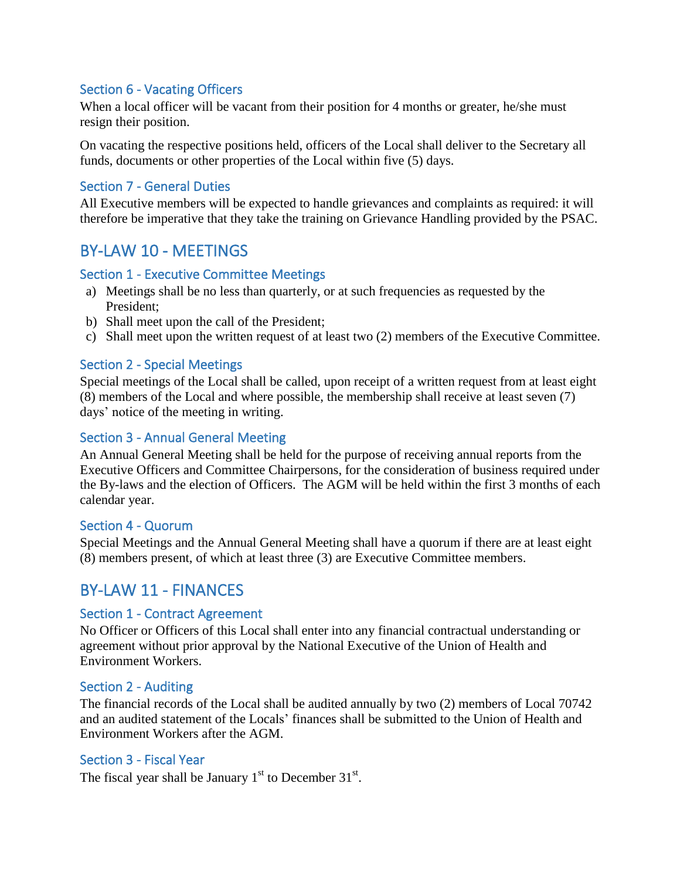### Section 6 - Vacating Officers

When a local officer will be vacant from their position for 4 months or greater, he/she must resign their position.

On vacating the respective positions held, officers of the Local shall deliver to the Secretary all funds, documents or other properties of the Local within five (5) days.

### Section 7 - General Duties

All Executive members will be expected to handle grievances and complaints as required: it will therefore be imperative that they take the training on Grievance Handling provided by the PSAC.

## BY-LAW 10 - MEETINGS

### Section 1 - Executive Committee Meetings

a) Meetings shall be no less than quarterly, or at such frequencies as requested by the President;
b) Shall meet upon the call of the President;
c) Shall meet upon the written request of at least two (2) members of the Executive Committee.

### Section 2 - Special Meetings

Special meetings of the Local shall be called, upon receipt of a written request from at least eight (8) members of the Local and where possible, the membership shall receive at least seven (7) days' notice of the meeting in writing.

### Section 3 - Annual General Meeting

An Annual General Meeting shall be held for the purpose of receiving annual reports from the Executive Officers and Committee Chairpersons, for the consideration of business required under the By-laws and the election of Officers. The AGM will be held within the first 3 months of each calendar year.

### Section 4 - Quorum

Special Meetings and the Annual General Meeting shall have a quorum if there are at least eight (8) members present, of which at least three (3) are Executive Committee members.

## BY-LAW 11 - FINANCES

### Section 1 - Contract Agreement

No Officer or Officers of this Local shall enter into any financial contractual understanding or agreement without prior approval by the National Executive of the Union of Health and Environment Workers.

### Section 2 - Auditing

The financial records of the Local shall be audited annually by two (2) members of Local 70742 and an audited statement of the Locals' finances shall be submitted to the Union of Health and Environment Workers after the AGM.

### Section 3 - Fiscal Year

The fiscal year shall be January 1st to December 31st.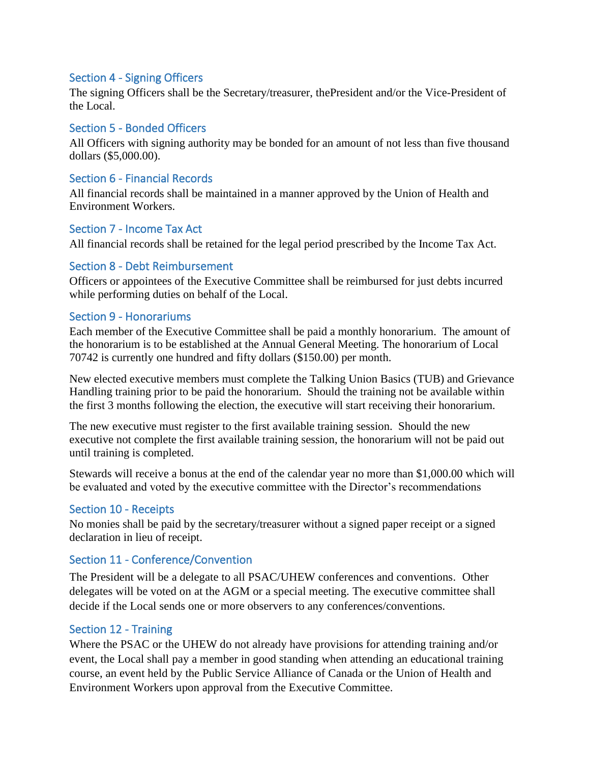### Section 4 - Signing Officers

The signing Officers shall be the Secretary/treasurer, thePresident and/or the Vice-President of the Local.

### Section 5 - Bonded Officers

All Officers with signing authority may be bonded for an amount of not less than five thousand dollars ($5,000.00).

### Section 6 - Financial Records

All financial records shall be maintained in a manner approved by the Union of Health and Environment Workers.

### Section 7 - Income Tax Act

All financial records shall be retained for the legal period prescribed by the Income Tax Act.

### Section 8 - Debt Reimbursement

Officers or appointees of the Executive Committee shall be reimbursed for just debts incurred while performing duties on behalf of the Local.

### Section 9 - Honorariums

Each member of the Executive Committee shall be paid a monthly honorarium. The amount of the honorarium is to be established at the Annual General Meeting. The honorarium of Local 70742 is currently one hundred and fifty dollars ($150.00) per month.

New elected executive members must complete the Talking Union Basics (TUB) and Grievance Handling training prior to be paid the honorarium. Should the training not be available within the first 3 months following the election, the executive will start receiving their honorarium.

The new executive must register to the first available training session. Should the new executive not complete the first available training session, the honorarium will not be paid out until training is completed.

Stewards will receive a bonus at the end of the calendar year no more than $1,000.00 which will be evaluated and voted by the executive committee with the Director's recommendations

### Section 10 - Receipts

No monies shall be paid by the secretary/treasurer without a signed paper receipt or a signed declaration in lieu of receipt.

### Section 11 - Conference/Convention

The President will be a delegate to all PSAC/UHEW conferences and conventions. Other delegates will be voted on at the AGM or a special meeting. The executive committee shall decide if the Local sends one or more observers to any conferences/conventions.

### Section 12 - Training

Where the PSAC or the UHEW do not already have provisions for attending training and/or event, the Local shall pay a member in good standing when attending an educational training course, an event held by the Public Service Alliance of Canada or the Union of Health and Environment Workers upon approval from the Executive Committee.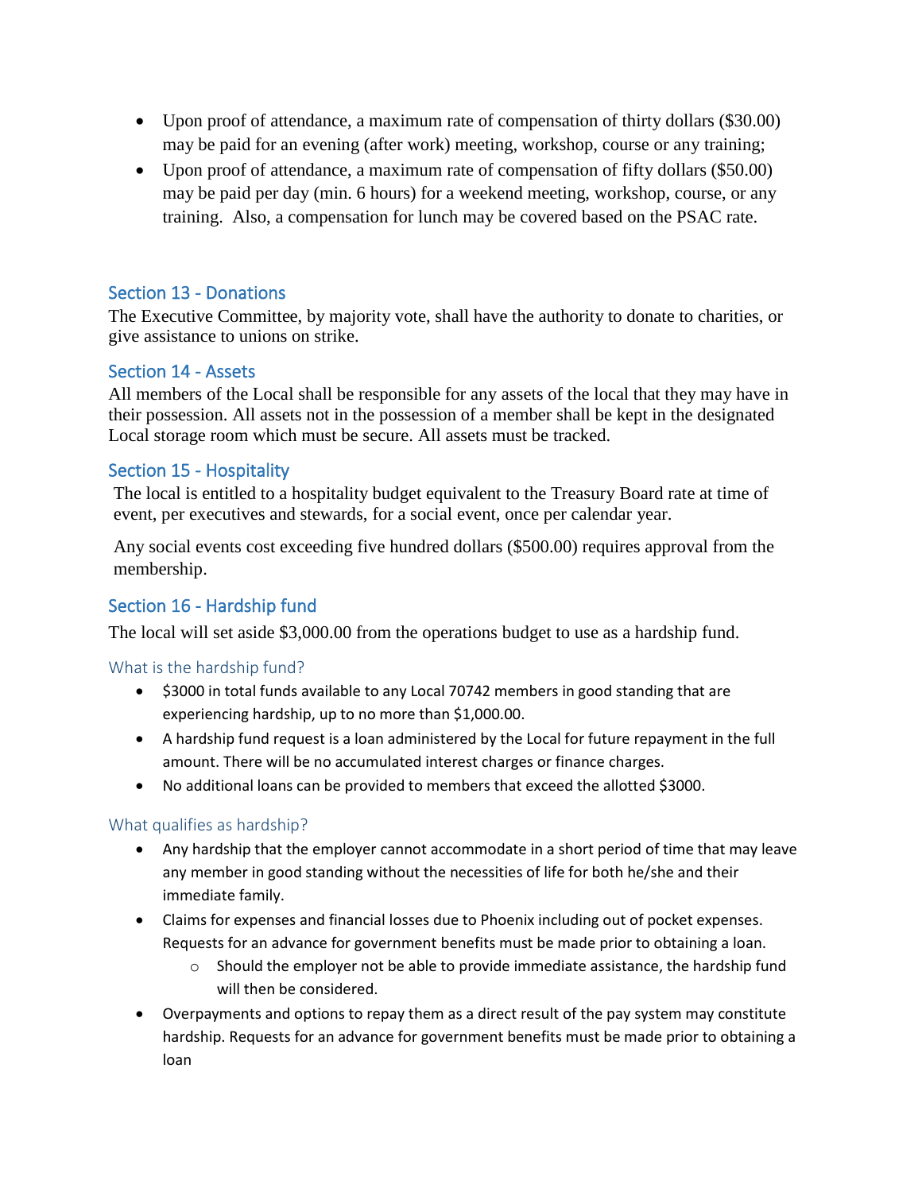- Upon proof of attendance, a maximum rate of compensation of thirty dollars ($30.00) may be paid for an evening (after work) meeting, workshop, course or any training;
- Upon proof of attendance, a maximum rate of compensation of fifty dollars ($50.00) may be paid per day (min. 6 hours) for a weekend meeting, workshop, course, or any training. Also, a compensation for lunch may be covered based on the PSAC rate.

## Section 13 - Donations

The Executive Committee, by majority vote, shall have the authority to donate to charities, or give assistance to unions on strike.

## Section 14 - Assets

All members of the Local shall be responsible for any assets of the local that they may have in their possession. All assets not in the possession of a member shall be kept in the designated Local storage room which must be secure. All assets must be tracked.

## Section 15 - Hospitality

The local is entitled to a hospitality budget equivalent to the Treasury Board rate at time of event, per executives and stewards, for a social event, once per calendar year.

Any social events cost exceeding five hundred dollars ($500.00) requires approval from the membership.

## Section 16 - Hardship fund

The local will set aside $3,000.00 from the operations budget to use as a hardship fund.

### What is the hardship fund?

- $3000 in total funds available to any Local 70742 members in good standing that are experiencing hardship, up to no more than $1,000.00.
- A hardship fund request is a loan administered by the Local for future repayment in the full amount. There will be no accumulated interest charges or finance charges.
- No additional loans can be provided to members that exceed the allotted $3000.

### What qualifies as hardship?

- Any hardship that the employer cannot accommodate in a short period of time that may leave any member in good standing without the necessities of life for both he/she and their immediate family.
- Claims for expenses and financial losses due to Phoenix including out of pocket expenses. Requests for an advance for government benefits must be made prior to obtaining a loan.
  - Should the employer not be able to provide immediate assistance, the hardship fund will then be considered.
- Overpayments and options to repay them as a direct result of the pay system may constitute hardship. Requests for an advance for government benefits must be made prior to obtaining a loan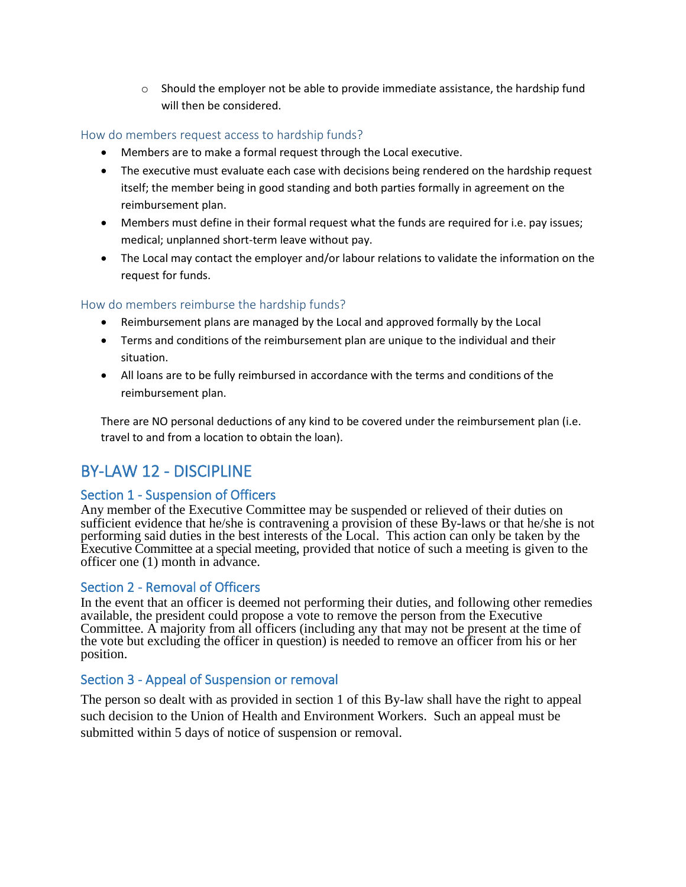- Should the employer not be able to provide immediate assistance, the hardship fund will then be considered.

### How do members request access to hardship funds?

- Members are to make a formal request through the Local executive.
- The executive must evaluate each case with decisions being rendered on the hardship request itself; the member being in good standing and both parties formally in agreement on the reimbursement plan.
- Members must define in their formal request what the funds are required for i.e. pay issues; medical; unplanned short-term leave without pay.
- The Local may contact the employer and/or labour relations to validate the information on the request for funds.

### How do members reimburse the hardship funds?

- Reimbursement plans are managed by the Local and approved formally by the Local
- Terms and conditions of the reimbursement plan are unique to the individual and their situation.
- All loans are to be fully reimbursed in accordance with the terms and conditions of the reimbursement plan.

There are NO personal deductions of any kind to be covered under the reimbursement plan (i.e. travel to and from a location to obtain the loan).

# BY-LAW 12 - DISCIPLINE

## Section 1 - Suspension of Officers

Any member of the Executive Committee may be suspended or relieved of their duties on sufficient evidence that he/she is contravening a provision of these By-laws or that he/she is not performing said duties in the best interests of the Local. This action can only be taken by the Executive Committee at a special meeting, provided that notice of such a meeting is given to the officer one (1) month in advance.

## Section 2 - Removal of Officers

In the event that an officer is deemed not performing their duties, and following other remedies available, the president could propose a vote to remove the person from the Executive Committee. A majority from all officers (including any that may not be present at the time of the vote but excluding the officer in question) is needed to remove an officer from his or her position.

## Section 3 - Appeal of Suspension or removal

The person so dealt with as provided in section 1 of this By-law shall have the right to appeal such decision to the Union of Health and Environment Workers. Such an appeal must be submitted within 5 days of notice of suspension or removal.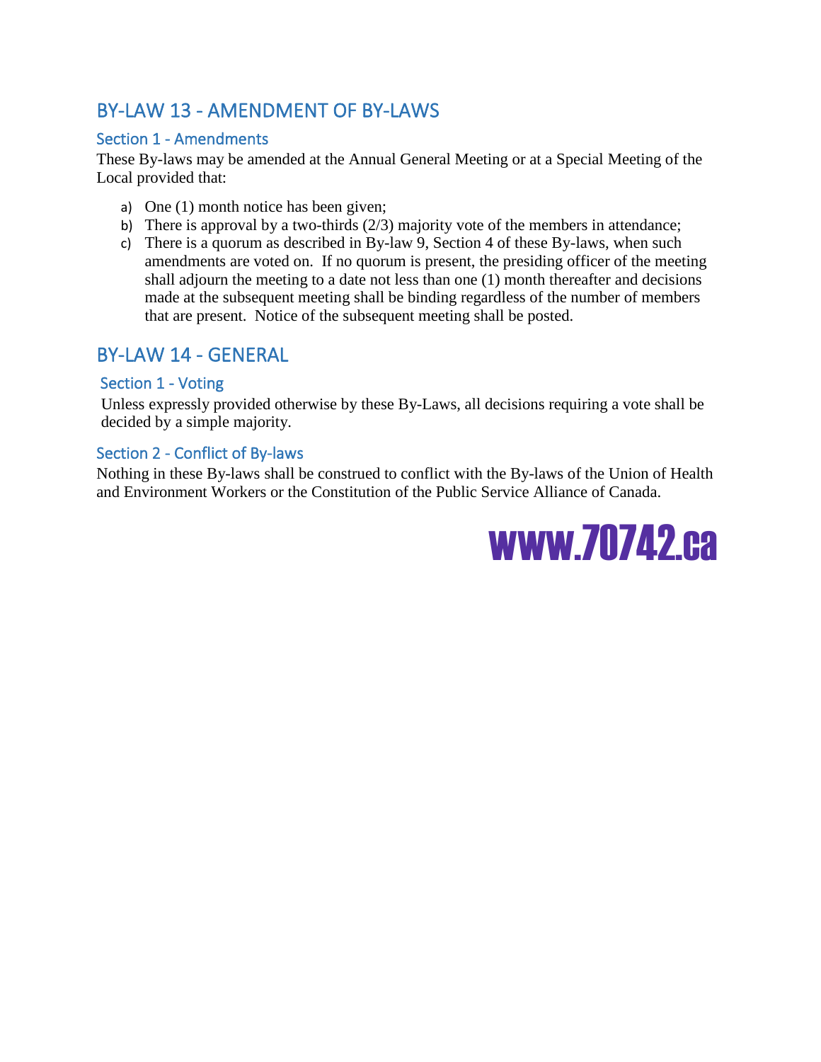## BY-LAW 13 - AMENDMENT OF BY-LAWS

### Section 1 - Amendments

These By-laws may be amended at the Annual General Meeting or at a Special Meeting of the Local provided that:

a) One (1) month notice has been given;
b) There is approval by a two-thirds (2/3) majority vote of the members in attendance;
c) There is a quorum as described in By-law 9, Section 4 of these By-laws, when such amendments are voted on. If no quorum is present, the presiding officer of the meeting shall adjourn the meeting to a date not less than one (1) month thereafter and decisions made at the subsequent meeting shall be binding regardless of the number of members that are present. Notice of the subsequent meeting shall be posted.

## BY-LAW 14 - GENERAL

### Section 1 - Voting

Unless expressly provided otherwise by these By-Laws, all decisions requiring a vote shall be decided by a simple majority.

### Section 2 - Conflict of By-laws

Nothing in these By-laws shall be construed to conflict with the By-laws of the Union of Health and Environment Workers or the Constitution of the Public Service Alliance of Canada.

www.70742.ca